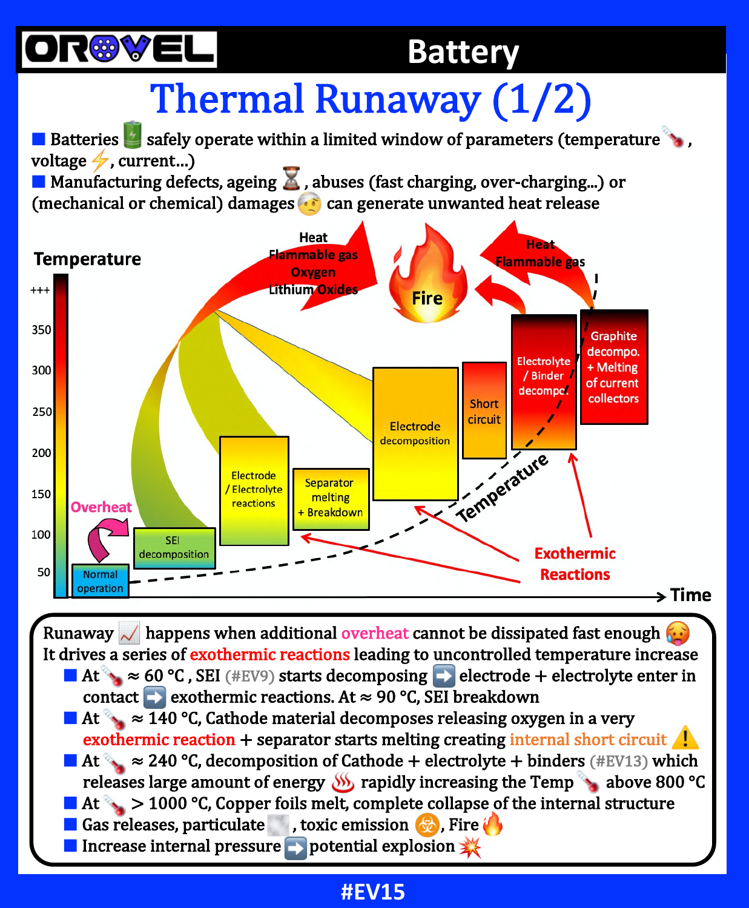# Battery

# Thermal Runaway (1/2)

- Batteries safely operate within a limited window of parameters (temperature, voltage, current…)
- Manufacturing defects, ageing, abuses (fast charging, over-charging…) or (mechanical or chemical) damages can generate unwanted heat release

Temperature | +++ | 350 | 300 | 250 | 200 | 150 | 100 | 50

Normal operation → Overheat → SEI decomposition → Electrode / Electrolyte reactions → Separator melting + Breakdown → Electrode decomposition → Short circuit → Electrolyte / Binder decompo. → Graphite decompo. + Melting of current collectors

Heat, Flammable gas, Oxygen, Lithium Oxides → Fire ← Heat, Flammable gas

Exothermic Reactions

Temperature

Time

Runaway happens when additional overheat cannot be dissipated fast enough
It drives a series of exothermic reactions leading to uncontrolled temperature increase

- At ≈ 60 °C , SEI (#EV9) starts decomposing ➡️ electrode + electrolyte enter in contact ➡️ exothermic reactions. At ≈ 90 °C, SEI breakdown
- At ≈ 140 °C, Cathode material decomposes releasing oxygen in a very exothermic reaction + separator starts melting creating internal short circuit ⚠️
- At ≈ 240 °C, decomposition of Cathode + electrolyte + binders (#EV13) which releases large amount of energy rapidly increasing the Temp above 800 °C
- At > 1000 °C, Copper foils melt, complete collapse of the internal structure
- Gas releases, particulate, toxic emission, Fire
- Increase internal pressure ➡️ potential explosion

#EV15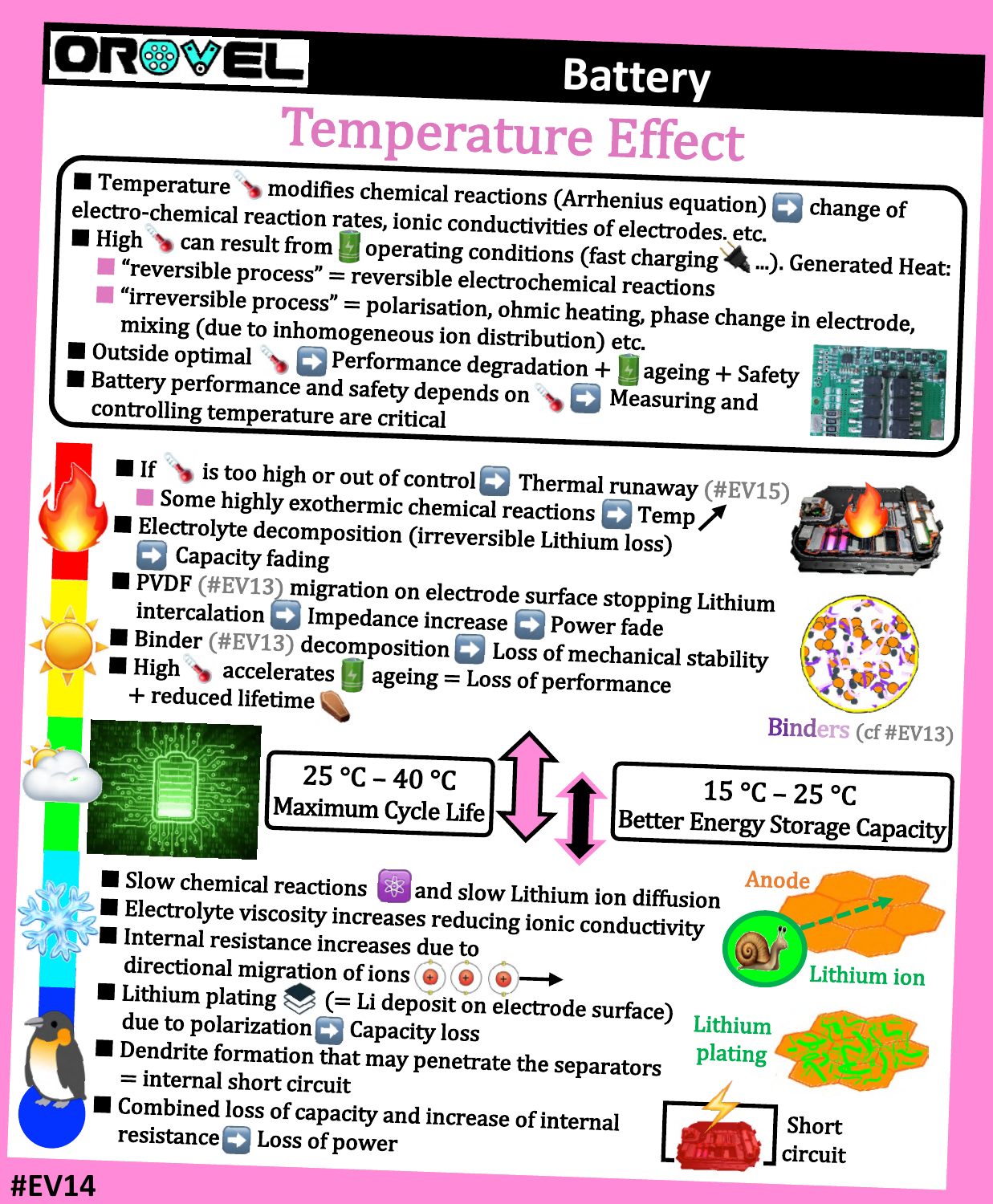**OROVEL**

# Battery

## Temperature Effect

- Temperature modifies chemical reactions (Arrhenius equation) ➡ change of electro-chemical reaction rates, ionic conductivities of electrodes, etc.
- High can result from operating conditions (fast charging ...). Generated Heat:
  - "reversible process" = reversible electrochemical reactions
  - "irreversible process" = polarisation, ohmic heating, phase change in electrode, mixing (due to inhomogeneous ion distribution) etc.
- Outside optimal ➡ Performance degradation + ageing + Safety
- Battery performance and safety depends on ➡ Measuring and controlling temperature are critical

---

- If is too high or out of control ➡ Thermal runaway (#EV15)
  - Some highly exothermic chemical reactions ➡ Temp ↗
- Electrolyte decomposition (irreversible Lithium loss) ➡ Capacity fading
- PVDF (#EV13) migration on electrode surface stopping Lithium intercalation ➡ Impedance increase ➡ Power fade
- Binder (#EV13) decomposition ➡ Loss of mechanical stability
- High accelerates ageing = Loss of performance + reduced lifetime

Binders (cf #EV13)

---

**25 °C – 40 °C**
**Maximum Cycle Life**

**15 °C – 25 °C**
**Better Energy Storage Capacity**

---

- Slow chemical reactions and slow Lithium ion diffusion
- Electrolyte viscosity increases reducing ionic conductivity
- Internal resistance increases due to directional migration of ions
- Lithium plating (= Li deposit on electrode surface) due to polarization ➡ Capacity loss
- Dendrite formation that may penetrate the separators = internal short circuit
- Combined loss of capacity and increase of internal resistance ➡ Loss of power

Anode

Lithium ion

Lithium plating

Short circuit

#EV14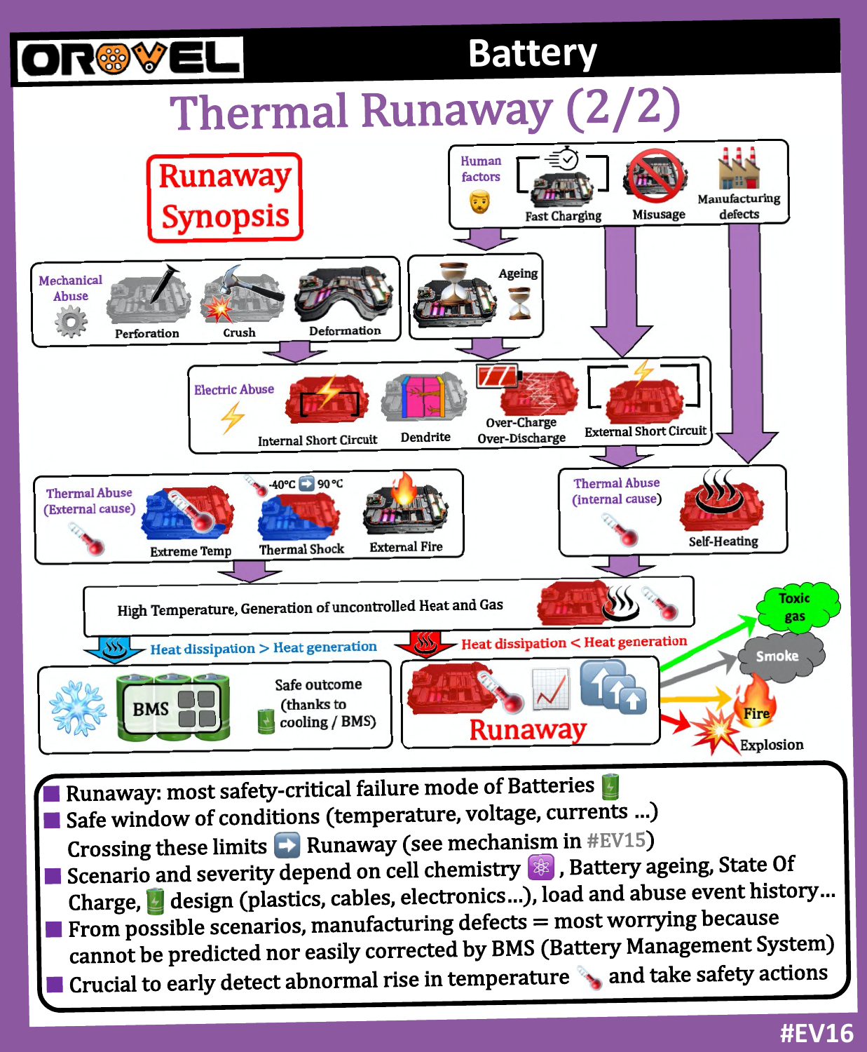# Battery

## Thermal Runaway (2/2)

### Runaway Synopsis

Human factors: Fast Charging, Misusage, Manufacturing defects

Mechanical Abuse: Perforation, Crush, Deformation

Ageing

Electric Abuse: Internal Short Circuit, Dendrite, Over-Charge Over-Discharge, External Short Circuit

Thermal Abuse (External cause): Extreme Temp, -40°C ➡ 90°C Thermal Shock, External Fire

Thermal Abuse (internal cause): Self-Heating

High Temperature, Generation of uncontrolled Heat and Gas

Heat dissipation > Heat generation

BMS

Safe outcome (thanks to cooling / BMS)

Heat dissipation < Heat generation

Runaway

Toxic gas

Smoke

Fire

Explosion

- Runaway: most safety-critical failure mode of Batteries
- Safe window of conditions (temperature, voltage, currents ...)
  Crossing these limits ➡ Runaway (see mechanism in #EV15)
- Scenario and severity depend on cell chemistry, Battery ageing, State Of Charge, design (plastics, cables, electronics...), load and abuse event history...
- From possible scenarios, manufacturing defects = most worrying because cannot be predicted nor easily corrected by BMS (Battery Management System)
- Crucial to early detect abnormal rise in temperature and take safety actions

#EV16